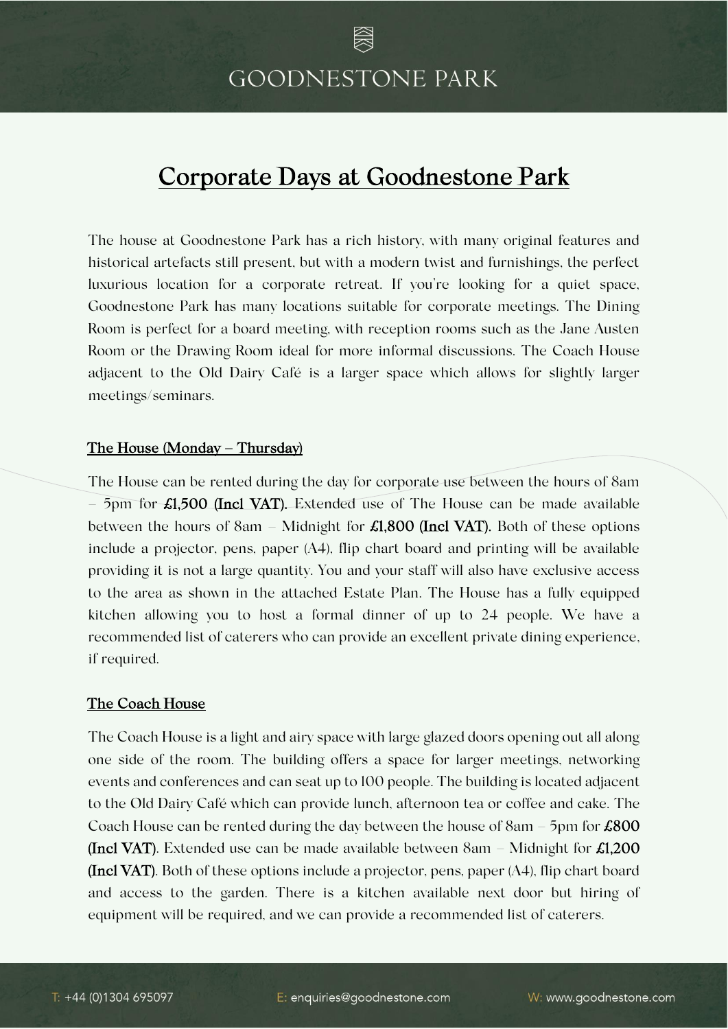# Corporate Days at Goodnestone Park

The house at Goodnestone Park has a rich history, with many original features and historical artefacts still present, but with a modern twist and furnishings, the perfect luxurious location for a corporate retreat. If you're looking for a quiet space, Goodnestone Park has many locations suitable for corporate meetings. The Dining Room is perfect for a board meeting, with reception rooms such as the Jane Austen Room or the Drawing Room ideal for more informal discussions. The Coach House adjacent to the Old Dairy Café is a larger space which allows for slightly larger meetings/seminars.

## The House (Monday – Thursday)

The House can be rented during the day for corporate use between the hours of 8am – 5pm for **£1,500 (Incl VAT).** Extended use of The House can be made available between the hours of 8am – Midnight for **£1,800 (Incl VAT).** Both of these options include a projector, pens, paper (A4), flip chart board and printing will be available providing it is not a large quantity. You and your staff will also have exclusive access to the area as shown in the attached Estate Plan. The House has a fully equipped kitchen allowing you to host a formal dinner of up to 24 people. We have a recommended list of caterers who can provide an excellent private dining experience, if required.

## The Coach House

The Coach House is a light and airy space with large glazed doors opening out all along one side of the room. The building offers a space for larger meetings, networking events and conferences and can seat up to 100 people. The building is located adjacent to the Old Dairy Café which can provide lunch, afternoon tea or coffee and cake. The Coach House can be rented during the day between the house of 8am – 5pm for **£800 (Incl VAT)**. Extended use can be made available between 8am – Midnight for **£1,200 (Incl VAT)**. Both of these options include a projector, pens, paper (A4), flip chart board and access to the garden. There is a kitchen available next door but hiring of equipment will be required, and we can provide a recommended list of caterers.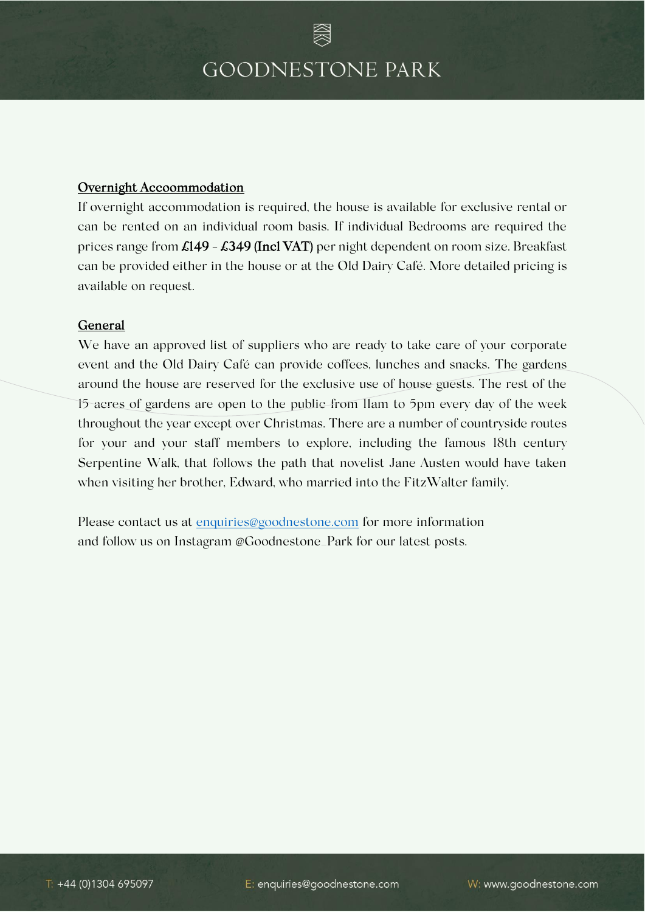**Overnight Accoommodation**

If overnight accommodation is required, the house is available for exclusive rental or can be rented on an individual room basis. If individual Bedrooms are required the prices range from **£149 - £349 (Incl VAT)** per night dependent on room size. Breakfast can be provided either in the house or at the Old Dairy Café. More detailed pricing is available on request.

**General**

We have an approved list of suppliers who are ready to take care of your corporate event and the Old Dairy Café can provide coffees, lunches and snacks. The gardens around the house are reserved for the exclusive use of house guests. The rest of the 15 acres of gardens are open to the public from 11am to 5pm every day of the week throughout the year except over Christmas. There are a number of countryside routes for your and your staff members to explore, including the famous 18th century Serpentine Walk, that follows the path that novelist Jane Austen would have taken when visiting her brother, Edward, who married into the FitzWalter family.

Please contact us at enquiries@goodnestone.com for more information and follow us on Instagram @Goodnestone_Park for our latest posts.